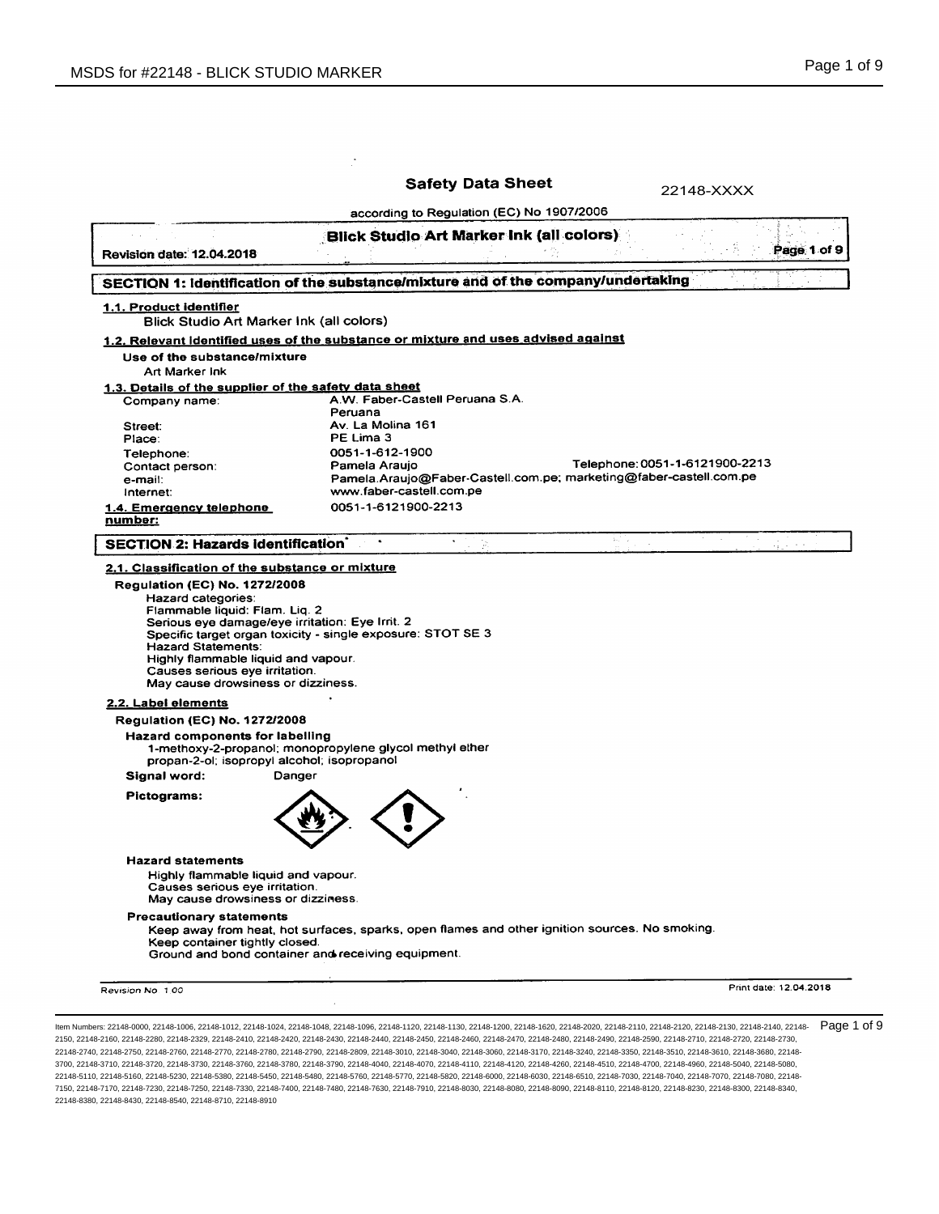# Safety Data Sheet

22148-XXXX

according to Regulation (EC) No 1907/2006

**Blick Studio Art Marker Ink (all colors)**

**Revision date: 12.04.2018**

## SECTION 1: Identification of the substance/mixture and of the company/undertaking

**1.1. Product identifier**

Blick Studio Art Marker Ink (all colors)

**1.2. Relevant identified uses of the substance or mixture and uses advised against**

**Use of the substance/mixture**

Art Marker Ink

**1.3. Details of the supplier of the safety data sheet**

| | |
|---|---|
| Company name: | A.W. Faber-Castell Peruana S.A. Peruana |
| Street: | Av. La Molina 161 |
| Place: | PE Lima 3 |
| Telephone: | 0051-1-612-1900 |
| Contact person: | Pamela Araujo &nbsp;&nbsp;&nbsp; Telephone: 0051-1-6121900-2213 |
| e-mail: | Pamela.Araujo@Faber-Castell.com.pe; marketing@faber-castell.com.pe |
| Internet: | www.faber-castell.com.pe |
| **1.4. Emergency telephone number:** | 0051-1-6121900-2213 |

## SECTION 2: Hazards identification

**2.1. Classification of the substance or mixture**

**Regulation (EC) No. 1272/2008**

Hazard categories:
Flammable liquid: Flam. Liq. 2
Serious eye damage/eye irritation: Eye Irrit. 2
Specific target organ toxicity - single exposure: STOT SE 3
Hazard Statements:
Highly flammable liquid and vapour.
Causes serious eye irritation.
May cause drowsiness or dizziness.

**2.2. Label elements**

**Regulation (EC) No. 1272/2008**

**Hazard components for labelling**

1-methoxy-2-propanol; monopropylene glycol methyl ether
propan-2-ol; isopropyl alcohol; isopropanol

**Signal word:** Danger

**Pictograms:**

**Hazard statements**

Highly flammable liquid and vapour.
Causes serious eye irritation.
May cause drowsiness or dizziness.

**Precautionary statements**

Keep away from heat, hot surfaces, sparks, open flames and other ignition sources. No smoking.
Keep container tightly closed.
Ground and bond container and receiving equipment.

Revision No 1.00

Print date: 12.04.2018

Item Numbers: 22148-0000, 22148-1006, 22148-1012, 22148-1024, 22148-1048, 22148-1096, 22148-1120, 22148-1130, 22148-1200, 22148-1620, 22148-2020, 22148-2110, 22148-2120, 22148-2130, 22148-2140, 22148-2150, 22148-2160, 22148-2280, 22148-2329, 22148-2410, 22148-2420, 22148-2430, 22148-2440, 22148-2450, 22148-2460, 22148-2470, 22148-2480, 22148-2490, 22148-2590, 22148-2710, 22148-2720, 22148-2730, 22148-2740, 22148-2750, 22148-2760, 22148-2770, 22148-2780, 22148-2790, 22148-2809, 22148-3010, 22148-3040, 22148-3060, 22148-3170, 22148-3240, 22148-3350, 22148-3510, 22148-3610, 22148-3680, 22148-3700, 22148-3710, 22148-3720, 22148-3730, 22148-3760, 22148-3780, 22148-3790, 22148-4040, 22148-4070, 22148-4110, 22148-4120, 22148-4260, 22148-4510, 22148-4700, 22148-4960, 22148-5040, 22148-5080, 22148-5110, 22148-5160, 22148-5230, 22148-5380, 22148-5450, 22148-5480, 22148-5760, 22148-5770, 22148-5820, 22148-6000, 22148-6030, 22148-6510, 22148-7030, 22148-7040, 22148-7070, 22148-7080, 22148-7150, 22148-7170, 22148-7230, 22148-7250, 22148-7330, 22148-7400, 22148-7480, 22148-7630, 22148-7910, 22148-8030, 22148-8080, 22148-8090, 22148-8110, 22148-8120, 22148-8230, 22148-8300, 22148-8340, 22148-8380, 22148-8430, 22148-8540, 22148-8710, 22148-8910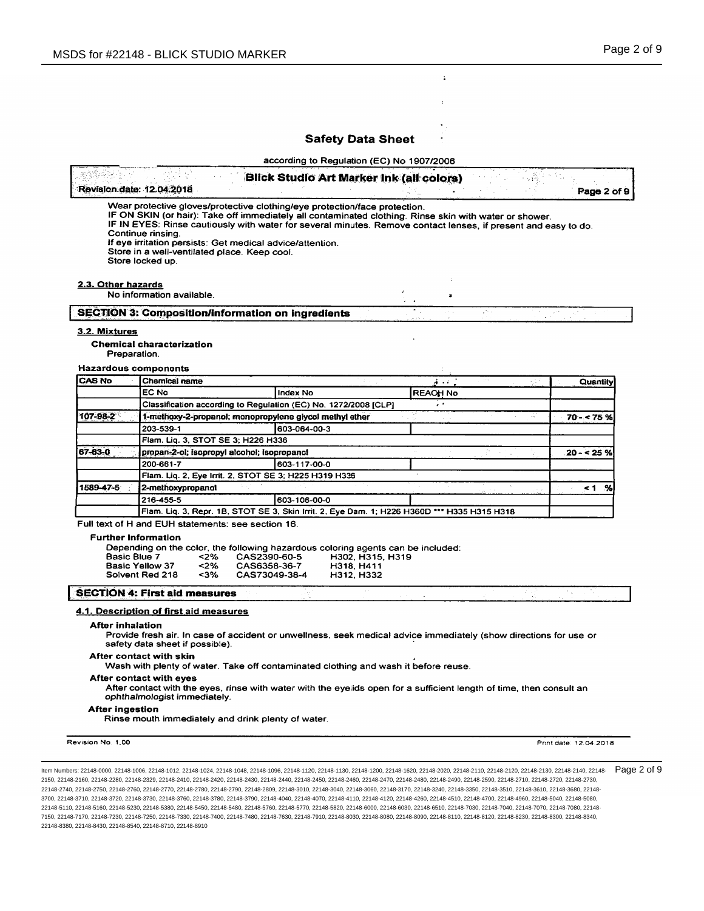## Safety Data Sheet

according to Regulation (EC) No 1907/2006

**Blick Studio Art Marker Ink (all colors)**

Revision date: 12.04.2018

Wear protective gloves/protective clothing/eye protection/face protection.
IF ON SKIN (or hair): Take off immediately all contaminated clothing. Rinse skin with water or shower.
IF IN EYES: Rinse cautiously with water for several minutes. Remove contact lenses, if present and easy to do. Continue rinsing.
If eye irritation persists: Get medical advice/attention.
Store in a well-ventilated place. Keep cool.
Store locked up.

### 2.3. Other hazards

No information available.

## SECTION 3: Composition/information on ingredients

### 3.2. Mixtures

**Chemical characterization**

Preparation.

**Hazardous components**

| CAS No | Chemical name | | | Quantity |
|---|---|---|---|---|
| | EC No | Index No | REACH No | |
| | Classification according to Regulation (EC) No. 1272/2008 [CLP] | | | |
| 107-98-2 | 1-methoxy-2-propanol; monopropylene glycol methyl ether | | | 70 - < 75 % |
| | 203-539-1 | 603-064-00-3 | | |
| | Flam. Liq. 3, STOT SE 3; H226 H336 | | | |
| 67-63-0 | propan-2-ol; isopropyl alcohol; isopropanol | | | 20 - < 25 % |
| | 200-661-7 | 603-117-00-0 | | |
| | Flam. Liq. 2, Eye Irrit. 2, STOT SE 3; H225 H319 H336 | | | |
| 1589-47-5 | 2-methoxypropanol | | | < 1 % |
| | 216-455-5 | 603-106-00-0 | | |
| | Flam. Liq. 3, Repr. 1B, STOT SE 3, Skin Irrit. 2, Eye Dam. 1; H226 H360D *** H335 H315 H318 | | | |

Full text of H and EUH statements: see section 16.

**Further Information**

Depending on the color, the following hazardous coloring agents can be included:

| | | | |
|---|---|---|---|
| Basic Blue 7 | <2% | CAS2390-60-5 | H302, H315, H319 |
| Basic Yellow 37 | <2% | CAS6358-36-7 | H318, H411 |
| Solvent Red 218 | <3% | CAS73049-38-4 | H312, H332 |

## SECTION 4: First aid measures

### 4.1. Description of first aid measures

**After inhalation**

Provide fresh air. In case of accident or unwellness, seek medical advice immediately (show directions for use or safety data sheet if possible).

**After contact with skin**

Wash with plenty of water. Take off contaminated clothing and wash it before reuse.

**After contact with eyes**

After contact with the eyes, rinse with water with the eyelids open for a sufficient length of time, then consult an ophthalmologist immediately.

**After ingestion**

Rinse mouth immediately and drink plenty of water.

Revision No 1,00 Print date 12.04.2018

Item Numbers: 22148-0000, 22148-1006, 22148-1012, 22148-1024, 22148-1048, 22148-1096, 22148-1120, 22148-1130, 22148-1200, 22148-1620, 22148-2020, 22148-2110, 22148-2120, 22148-2130, 22148-2140, 22148-2150, 22148-2160, 22148-2280, 22148-2329, 22148-2410, 22148-2420, 22148-2430, 22148-2440, 22148-2450, 22148-2460, 22148-2470, 22148-2480, 22148-2490, 22148-2590, 22148-2710, 22148-2720, 22148-2730, 22148-2740, 22148-2750, 22148-2760, 22148-2770, 22148-2780, 22148-2790, 22148-2809, 22148-3010, 22148-3040, 22148-3060, 22148-3170, 22148-3240, 22148-3350, 22148-3510, 22148-3610, 22148-3680, 22148-3700, 22148-3710, 22148-3720, 22148-3730, 22148-3760, 22148-3780, 22148-3790, 22148-4040, 22148-4070, 22148-4110, 22148-4120, 22148-4260, 22148-4510, 22148-4700, 22148-4960, 22148-5040, 22148-5080, 22148-5110, 22148-5160, 22148-5230, 22148-5380, 22148-5450, 22148-5480, 22148-5760, 22148-5770, 22148-5820, 22148-6000, 22148-6030, 22148-6510, 22148-7030, 22148-7040, 22148-7070, 22148-7080, 22148-7150, 22148-7170, 22148-7230, 22148-7250, 22148-7330, 22148-7400, 22148-7480, 22148-7630, 22148-7910, 22148-8030, 22148-8080, 22148-8090, 22148-8110, 22148-8120, 22148-8230, 22148-8300, 22148-8340, 22148-8380, 22148-8430, 22148-8540, 22148-8710, 22148-8910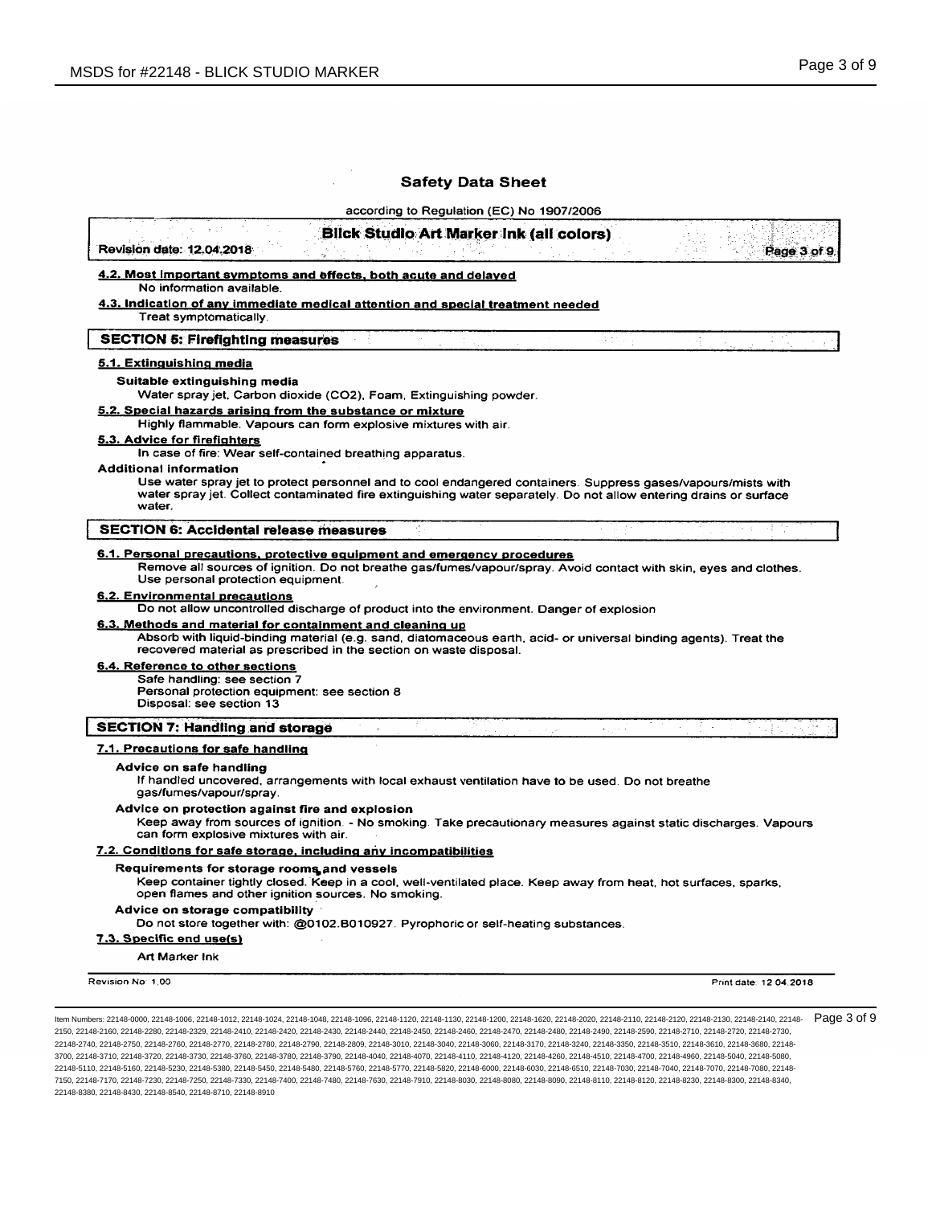## Safety Data Sheet

according to Regulation (EC) No 1907/2006

**Blick Studio Art Marker Ink (all colors)**

Revision date: 12.04.2018

**4.2. Most important symptoms and effects, both acute and delayed**

No information available.

**4.3. Indication of any immediate medical attention and special treatment needed**

Treat symptomatically.

## SECTION 5: Firefighting measures

**5.1. Extinguishing media**

**Suitable extinguishing media**

Water spray jet, Carbon dioxide ($CO_2$), Foam, Extinguishing powder.

**5.2. Special hazards arising from the substance or mixture**

Highly flammable. Vapours can form explosive mixtures with air.

**5.3. Advice for firefighters**

In case of fire: Wear self-contained breathing apparatus.

**Additional information**

Use water spray jet to protect personnel and to cool endangered containers. Suppress gases/vapours/mists with water spray jet. Collect contaminated fire extinguishing water separately. Do not allow entering drains or surface water.

## SECTION 6: Accidental release measures

**6.1. Personal precautions, protective equipment and emergency procedures**

Remove all sources of ignition. Do not breathe gas/fumes/vapour/spray. Avoid contact with skin, eyes and clothes. Use personal protection equipment.

**6.2. Environmental precautions**

Do not allow uncontrolled discharge of product into the environment. Danger of explosion

**6.3. Methods and material for containment and cleaning up**

Absorb with liquid-binding material (e.g. sand, diatomaceous earth, acid- or universal binding agents). Treat the recovered material as prescribed in the section on waste disposal.

**6.4. Reference to other sections**

Safe handling: see section 7
Personal protection equipment: see section 8
Disposal: see section 13

## SECTION 7: Handling and storage

**7.1. Precautions for safe handling**

**Advice on safe handling**

If handled uncovered, arrangements with local exhaust ventilation have to be used. Do not breathe gas/fumes/vapour/spray.

**Advice on protection against fire and explosion**

Keep away from sources of ignition. - No smoking. Take precautionary measures against static discharges. Vapours can form explosive mixtures with air.

**7.2. Conditions for safe storage, including any incompatibilities**

**Requirements for storage rooms and vessels**

Keep container tightly closed. Keep in a cool, well-ventilated place. Keep away from heat, hot surfaces, sparks, open flames and other ignition sources. No smoking.

**Advice on storage compatibility**

Do not store together with: @0102.B010927. Pyrophoric or self-heating substances.

**7.3. Specific end use(s)**

Art Marker Ink

Revision No: 1.00 Print date: 12.04.2018

Item Numbers: 22148-0000, 22148-1006, 22148-1012, 22148-1024, 22148-1048, 22148-1096, 22148-1120, 22148-1130, 22148-1200, 22148-1620, 22148-2020, 22148-2110, 22148-2120, 22148-2130, 22148-2140, 22148-2150, 22148-2160, 22148-2280, 22148-2329, 22148-2410, 22148-2420, 22148-2430, 22148-2440, 22148-2450, 22148-2460, 22148-2470, 22148-2480, 22148-2490, 22148-2590, 22148-2710, 22148-2720, 22148-2730, 22148-2740, 22148-2750, 22148-2760, 22148-2770, 22148-2780, 22148-2790, 22148-2809, 22148-3010, 22148-3040, 22148-3060, 22148-3170, 22148-3240, 22148-3350, 22148-3510, 22148-3610, 22148-3680, 22148-3700, 22148-3710, 22148-3720, 22148-3730, 22148-3760, 22148-3780, 22148-3790, 22148-4040, 22148-4070, 22148-4110, 22148-4120, 22148-4260, 22148-4510, 22148-4700, 22148-4960, 22148-5040, 22148-5080, 22148-5110, 22148-5160, 22148-5230, 22148-5380, 22148-5450, 22148-5480, 22148-5760, 22148-5770, 22148-5820, 22148-6000, 22148-6030, 22148-6510, 22148-7030, 22148-7040, 22148-7070, 22148-7080, 22148-7150, 22148-7170, 22148-7230, 22148-7250, 22148-7330, 22148-7400, 22148-7480, 22148-7630, 22148-7910, 22148-8030, 22148-8080, 22148-8090, 22148-8110, 22148-8120, 22148-8230, 22148-8300, 22148-8340, 22148-8380, 22148-8430, 22148-8540, 22148-8710, 22148-8910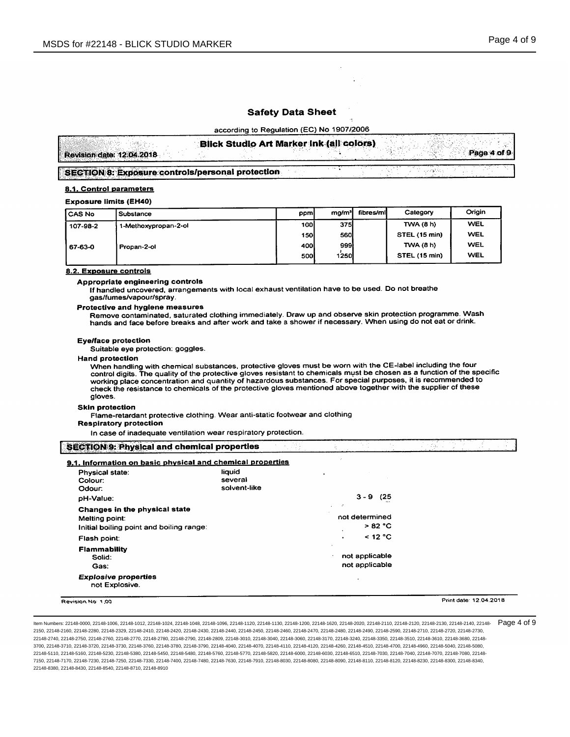# Safety Data Sheet

according to Regulation (EC) No 1907/2006

**Blick Studio Art Marker Ink (all colors)**

Revision date: 12.04.2018

## SECTION 8: Exposure controls/personal protection

### 8.1. Control parameters

**Exposure limits (EH40)**

| CAS No | Substance | ppm | mg/m³ | fibres/ml | Category | Origin |
|---|---|---|---|---|---|---|
| 107-98-2 | 1-Methoxypropan-2-ol | 100 | 375 | | TWA (8 h) | WEL |
| | | 150 | 560 | | STEL (15 min) | WEL |
| 67-63-0 | Propan-2-ol | 400 | 999 | | TWA (8 h) | WEL |
| | | 500 | 1250 | | STEL (15 min) | WEL |

### 8.2. Exposure controls

**Appropriate engineering controls**

If handled uncovered, arrangements with local exhaust ventilation have to be used. Do not breathe gas/fumes/vapour/spray.

**Protective and hygiene measures**

Remove contaminated, saturated clothing immediately. Draw up and observe skin protection programme. Wash hands and face before breaks and after work and take a shower if necessary. When using do not eat or drink.

**Eye/face protection**

Suitable eye protection: goggles.

**Hand protection**

When handling with chemical substances, protective gloves must be worn with the CE-label including the four control digits. The quality of the protective gloves resistant to chemicals must be chosen as a function of the specific working place concentration and quantity of hazardous substances. For special purposes, it is recommended to check the resistance to chemicals of the protective gloves mentioned above together with the supplier of these gloves.

**Skin protection**

Flame-retardant protective clothing. Wear anti-static footwear and clothing

**Respiratory protection**

In case of inadequate ventilation wear respiratory protection.

## SECTION 9: Physical and chemical properties

### 9.1. Information on basic physical and chemical properties

| | | |
|---|---|---|
| Physical state: | liquid | |
| Colour: | several | |
| Odour: | solvent-like | |
| pH-Value: | | 3 - 9 (25 |
| **Changes in the physical state** | | |
| Melting point: | | not determined |
| Initial boiling point and boiling range: | | > 82 °C |
| Flash point: | | < 12 °C |
| **Flammability** | | |
| Solid: | | not applicable |
| Gas: | | not applicable |

***Explosive properties***

not Explosive.

Revision No: 1,00 — Print date: 12.04.2018

Item Numbers: 22148-0000, 22148-1006, 22148-1012, 22148-1024, 22148-1048, 22148-1096, 22148-1120, 22148-1130, 22148-1200, 22148-1620, 22148-2020, 22148-2110, 22148-2120, 22148-2130, 22148-2140, 22148-2150, 22148-2160, 22148-2280, 22148-2329, 22148-2410, 22148-2420, 22148-2430, 22148-2440, 22148-2450, 22148-2460, 22148-2470, 22148-2480, 22148-2490, 22148-2590, 22148-2710, 22148-2720, 22148-2730, 22148-2740, 22148-2750, 22148-2760, 22148-2770, 22148-2780, 22148-2790, 22148-2809, 22148-3010, 22148-3040, 22148-3060, 22148-3170, 22148-3240, 22148-3350, 22148-3510, 22148-3610, 22148-3680, 22148-3700, 22148-3710, 22148-3720, 22148-3730, 22148-3760, 22148-3780, 22148-3790, 22148-4040, 22148-4070, 22148-4110, 22148-4120, 22148-4260, 22148-4510, 22148-4700, 22148-4960, 22148-5040, 22148-5080, 22148-5110, 22148-5160, 22148-5230, 22148-5380, 22148-5450, 22148-5480, 22148-5760, 22148-5770, 22148-5820, 22148-6000, 22148-6030, 22148-6510, 22148-7030, 22148-7040, 22148-7070, 22148-7080, 22148-7150, 22148-7170, 22148-7230, 22148-7250, 22148-7330, 22148-7400, 22148-7480, 22148-7630, 22148-7910, 22148-8030, 22148-8080, 22148-8090, 22148-8110, 22148-8120, 22148-8230, 22148-8300, 22148-8340, 22148-8380, 22148-8430, 22148-8540, 22148-8710, 22148-8910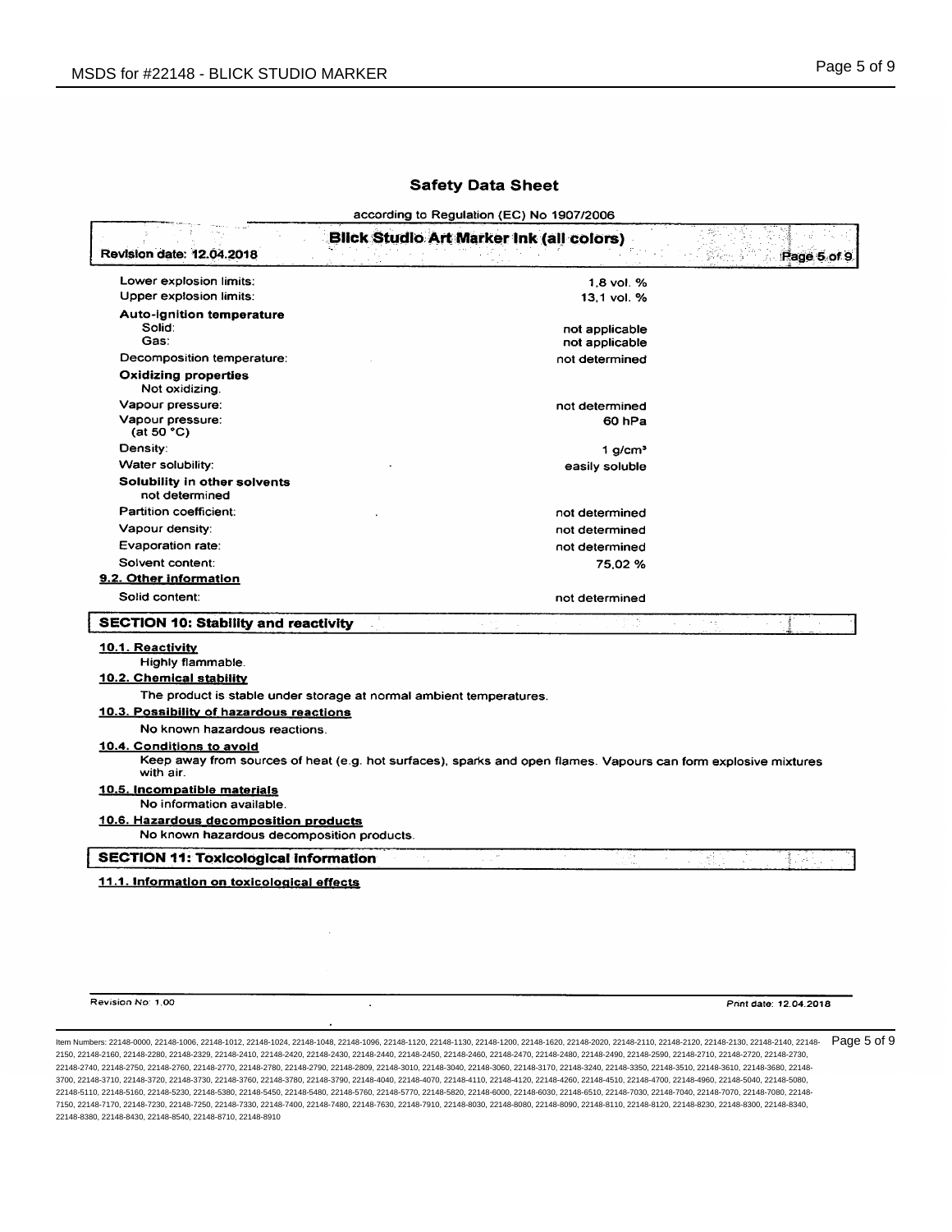# Safety Data Sheet

according to Regulation (EC) No 1907/2006

**Blick Studio Art Marker Ink (all colors)**

Revision date: 12.04.2018

| | |
|---|---|
| Lower explosion limits: | 1,8 vol. % |
| Upper explosion limits: | 13,1 vol. % |
| **Auto-ignition temperature** | |
| Solid: | not applicable |
| Gas: | not applicable |
| Decomposition temperature: | not determined |
| **Oxidizing properties** | |
| Not oxidizing. | |
| Vapour pressure: | not determined |
| Vapour pressure: (at 50 °C) | 60 hPa |
| Density: | 1 g/cm³ |
| Water solubility: | easily soluble |
| **Solubility in other solvents** | |
| not determined | |
| Partition coefficient: | not determined |
| Vapour density: | not determined |
| Evaporation rate: | not determined |
| Solvent content: | 75,02 % |

**9.2. Other information**

| | |
|---|---|
| Solid content: | not determined |

## SECTION 10: Stability and reactivity

**10.1. Reactivity**

Highly flammable.

**10.2. Chemical stability**

The product is stable under storage at normal ambient temperatures.

**10.3. Possibility of hazardous reactions**

No known hazardous reactions.

**10.4. Conditions to avoid**

Keep away from sources of heat (e.g. hot surfaces), sparks and open flames. Vapours can form explosive mixtures with air.

**10.5. Incompatible materials**

No information available.

**10.6. Hazardous decomposition products**

No known hazardous decomposition products.

## SECTION 11: Toxicological information

**11.1. Information on toxicological effects**

Revision No: 1,00 — Print date: 12.04.2018

Item Numbers: 22148-0000, 22148-1006, 22148-1012, 22148-1024, 22148-1048, 22148-1096, 22148-1120, 22148-1130, 22148-1200, 22148-1620, 22148-2020, 22148-2110, 22148-2120, 22148-2130, 22148-2140, 22148-2150, 22148-2160, 22148-2280, 22148-2329, 22148-2410, 22148-2420, 22148-2430, 22148-2440, 22148-2450, 22148-2460, 22148-2470, 22148-2480, 22148-2490, 22148-2590, 22148-2710, 22148-2720, 22148-2730, 22148-2740, 22148-2750, 22148-2760, 22148-2770, 22148-2780, 22148-2790, 22148-2809, 22148-3010, 22148-3040, 22148-3060, 22148-3170, 22148-3240, 22148-3350, 22148-3510, 22148-3610, 22148-3680, 22148-3700, 22148-3710, 22148-3720, 22148-3730, 22148-3760, 22148-3780, 22148-3790, 22148-4040, 22148-4070, 22148-4110, 22148-4120, 22148-4260, 22148-4510, 22148-4700, 22148-4960, 22148-5040, 22148-5080, 22148-5110, 22148-5160, 22148-5230, 22148-5380, 22148-5450, 22148-5480, 22148-5760, 22148-5770, 22148-5820, 22148-6000, 22148-6030, 22148-6510, 22148-7030, 22148-7040, 22148-7070, 22148-7080, 22148-7150, 22148-7170, 22148-7230, 22148-7250, 22148-7330, 22148-7400, 22148-7480, 22148-7630, 22148-7910, 22148-8030, 22148-8080, 22148-8090, 22148-8110, 22148-8120, 22148-8230, 22148-8300, 22148-8340, 22148-8380, 22148-8430, 22148-8540, 22148-8710, 22148-8910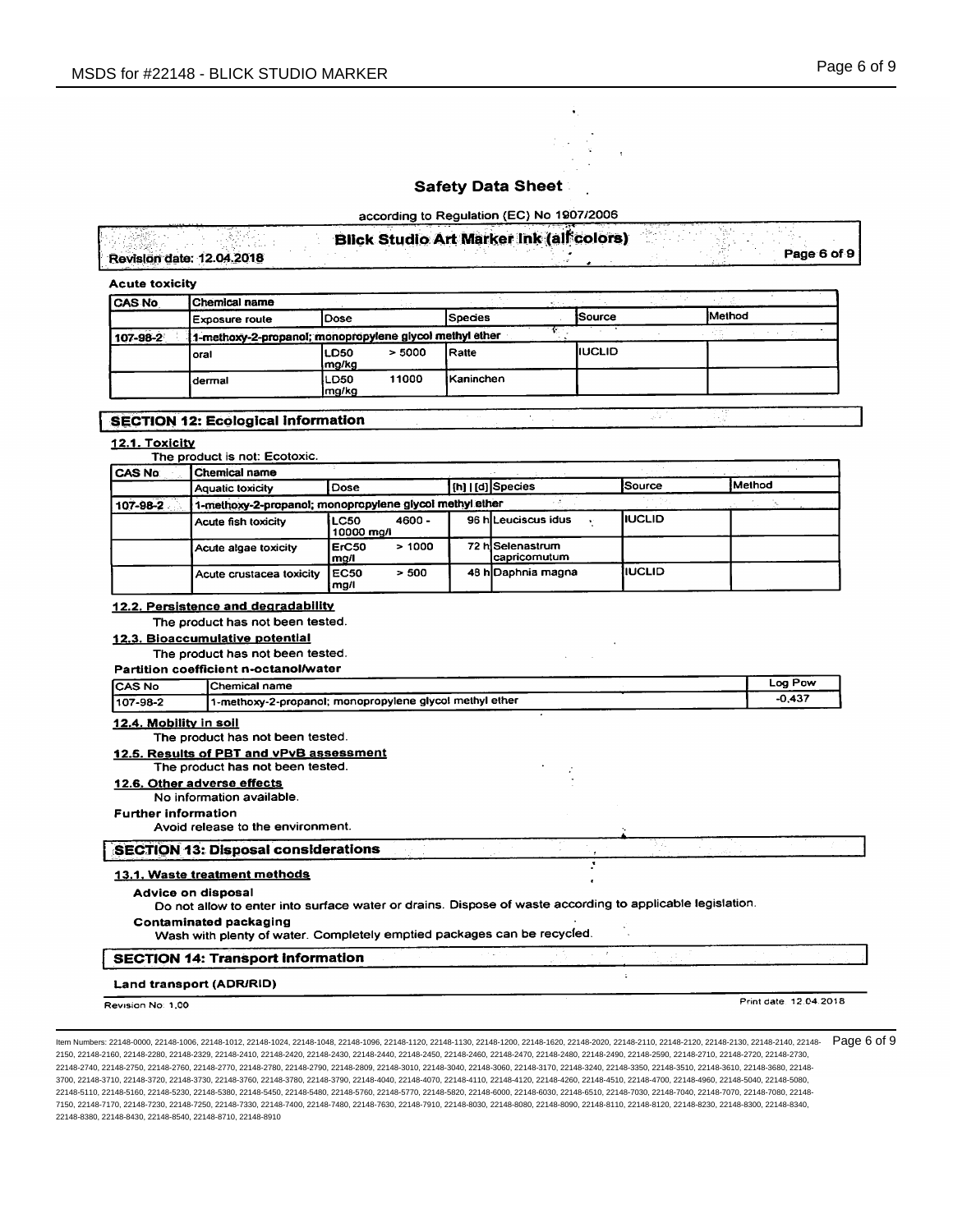# Safety Data Sheet

according to Regulation (EC) No 1907/2006

**Blick Studio Art Marker ink (all colors)**

Revision date: 12.04.2018

**Acute toxicity**

| CAS No | Chemical name | | | | |
|---|---|---|---|---|---|
| | Exposure route | Dose | Species | Source | Method |
| 107-98-2 | 1-methoxy-2-propanol; monopropylene glycol methyl ether | | | | |
| | oral | LD50 > 5000 mg/kg | Ratte | IUCLID | |
| | dermal | LD50 11000 mg/kg | Kaninchen | | |

## SECTION 12: Ecological information

### 12.1. Toxicity

The product is not: Ecotoxic.

| CAS No | Chemical name | | | | | |
|---|---|---|---|---|---|---|
| | Aquatic toxicity | Dose | [h] \| [d] | Species | Source | Method |
| 107-98-2 | 1-methoxy-2-propanol; monopropylene glycol methyl ether | | | | | |
| | Acute fish toxicity | LC50 4600 - 10000 mg/l | 96 h | Leuciscus idus | IUCLID | |
| | Acute algae toxicity | ErC50 > 1000 mg/l | 72 h | Selenastrum capricornutum | | |
| | Acute crustacea toxicity | EC50 > 500 mg/l | 48 h | Daphnia magna | IUCLID | |

### 12.2. Persistence and degradability

The product has not been tested.

### 12.3. Bioaccumulative potential

The product has not been tested.

**Partition coefficient n-octanol/water**

| CAS No | Chemical name | Log Pow |
|---|---|---|
| 107-98-2 | 1-methoxy-2-propanol; monopropylene glycol methyl ether | -0,437 |

### 12.4. Mobility in soil

The product has not been tested.

### 12.5. Results of PBT and vPvB assessment

The product has not been tested.

### 12.6. Other adverse effects

No information available.

**Further information**

Avoid release to the environment.

## SECTION 13: Disposal considerations

### 13.1. Waste treatment methods

**Advice on disposal**

Do not allow to enter into surface water or drains. Dispose of waste according to applicable legislation.

**Contaminated packaging**

Wash with plenty of water. Completely emptied packages can be recycled.

## SECTION 14: Transport information

**Land transport (ADR/RID)**

Revision No: 1,00

Print date: 12.04.2018

Item Numbers: 22148-0000, 22148-1006, 22148-1012, 22148-1024, 22148-1048, 22148-1096, 22148-1120, 22148-1130, 22148-1200, 22148-1620, 22148-2020, 22148-2110, 22148-2120, 22148-2130, 22148-2140, 22148-2150, 22148-2160, 22148-2280, 22148-2329, 22148-2410, 22148-2420, 22148-2430, 22148-2440, 22148-2450, 22148-2460, 22148-2470, 22148-2480, 22148-2490, 22148-2590, 22148-2710, 22148-2720, 22148-2730, 22148-2740, 22148-2750, 22148-2760, 22148-2770, 22148-2780, 22148-2790, 22148-2809, 22148-3010, 22148-3040, 22148-3060, 22148-3170, 22148-3240, 22148-3350, 22148-3510, 22148-3610, 22148-3680, 22148-3700, 22148-3710, 22148-3720, 22148-3730, 22148-3760, 22148-3780, 22148-3790, 22148-4040, 22148-4070, 22148-4110, 22148-4120, 22148-4260, 22148-4510, 22148-4700, 22148-4960, 22148-5040, 22148-5080, 22148-5110, 22148-5160, 22148-5230, 22148-5380, 22148-5450, 22148-5480, 22148-5760, 22148-5770, 22148-5820, 22148-6000, 22148-6030, 22148-6510, 22148-7030, 22148-7040, 22148-7070, 22148-7080, 22148-7150, 22148-7170, 22148-7230, 22148-7250, 22148-7330, 22148-7400, 22148-7480, 22148-7630, 22148-7910, 22148-8030, 22148-8080, 22148-8090, 22148-8110, 22148-8120, 22148-8230, 22148-8300, 22148-8340, 22148-8380, 22148-8430, 22148-8540, 22148-8710, 22148-8910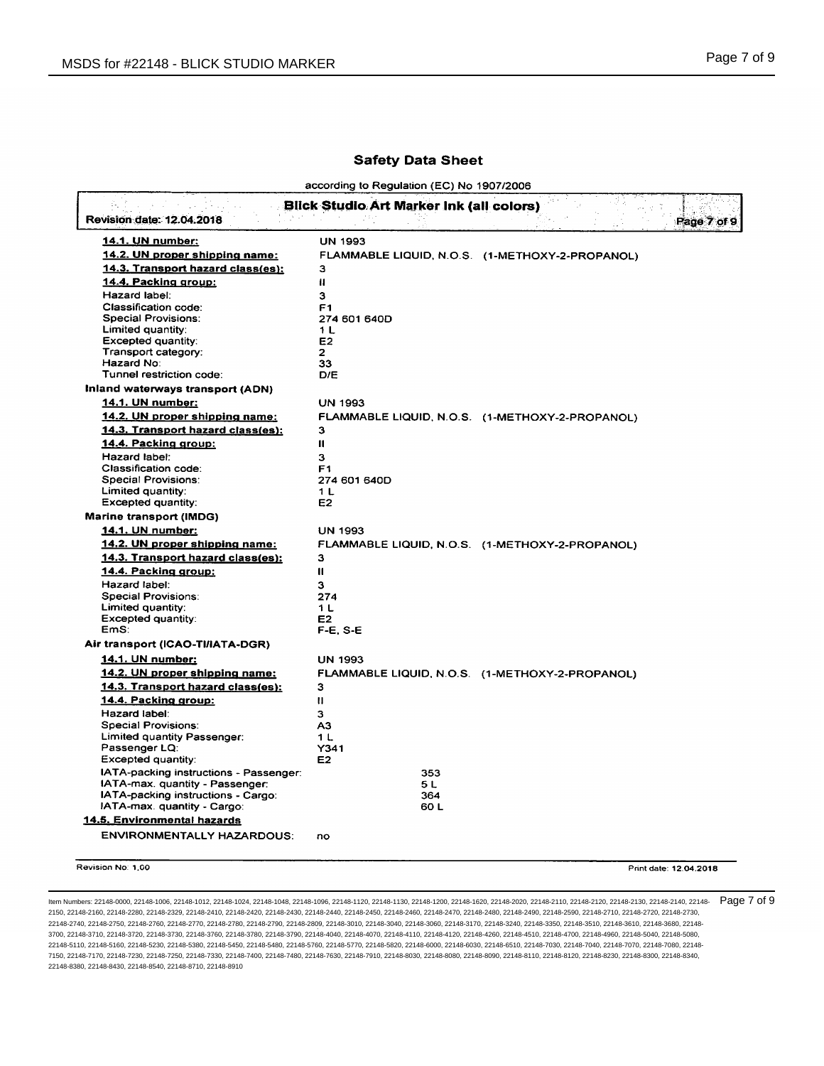## Safety Data Sheet

according to Regulation (EC) No 1907/2006

**Blick Studio Art Marker Ink (all colors)**

Revision date: 12.04.2018

| | |
|---|---|
| **14.1. UN number:** | UN 1993 |
| **14.2. UN proper shipping name:** | FLAMMABLE LIQUID, N.O.S. (1-METHOXY-2-PROPANOL) |
| **14.3. Transport hazard class(es):** | 3 |
| **14.4. Packing group:** | II |
| Hazard label: | 3 |
| Classification code: | F1 |
| Special Provisions: | 274 601 640D |
| Limited quantity: | 1 L |
| Excepted quantity: | E2 |
| Transport category: | 2 |
| Hazard No: | 33 |
| Tunnel restriction code: | D/E |

**Inland waterways transport (ADN)**

| | |
|---|---|
| **14.1. UN number:** | UN 1993 |
| **14.2. UN proper shipping name:** | FLAMMABLE LIQUID, N.O.S. (1-METHOXY-2-PROPANOL) |
| **14.3. Transport hazard class(es):** | 3 |
| **14.4. Packing group:** | II |
| Hazard label: | 3 |
| Classification code: | F1 |
| Special Provisions: | 274 601 640D |
| Limited quantity: | 1 L |
| Excepted quantity: | E2 |

**Marine transport (IMDG)**

| | |
|---|---|
| **14.1. UN number:** | UN 1993 |
| **14.2. UN proper shipping name:** | FLAMMABLE LIQUID, N.O.S. (1-METHOXY-2-PROPANOL) |
| **14.3. Transport hazard class(es):** | 3 |
| **14.4. Packing group:** | II |
| Hazard label: | 3 |
| Special Provisions: | 274 |
| Limited quantity: | 1 L |
| Excepted quantity: | E2 |
| EmS: | F-E, S-E |

**Air transport (ICAO-TI/IATA-DGR)**

| | |
|---|---|
| **14.1. UN number:** | UN 1993 |
| **14.2. UN proper shipping name:** | FLAMMABLE LIQUID, N.O.S. (1-METHOXY-2-PROPANOL) |
| **14.3. Transport hazard class(es):** | 3 |
| **14.4. Packing group:** | II |
| Hazard label: | 3 |
| Special Provisions: | A3 |
| Limited quantity Passenger: | 1 L |
| Passenger LQ: | Y341 |
| Excepted quantity: | E2 |
| IATA-packing instructions - Passenger: | 353 |
| IATA-max. quantity - Passenger: | 5 L |
| IATA-packing instructions - Cargo: | 364 |
| IATA-max. quantity - Cargo: | 60 L |

**14.5. Environmental hazards**

| | |
|---|---|
| ENVIRONMENTALLY HAZARDOUS: | no |

Revision No: 1,00

Print date: 12.04.2018

Item Numbers: 22148-0000, 22148-1006, 22148-1012, 22148-1024, 22148-1048, 22148-1096, 22148-1120, 22148-1130, 22148-1200, 22148-1620, 22148-2020, 22148-2110, 22148-2120, 22148-2130, 22148-2140, 22148-2150, 22148-2160, 22148-2280, 22148-2329, 22148-2410, 22148-2420, 22148-2430, 22148-2440, 22148-2450, 22148-2460, 22148-2470, 22148-2480, 22148-2590, 22148-2710, 22148-2720, 22148-2730, 22148-2740, 22148-2750, 22148-2760, 22148-2770, 22148-2780, 22148-2790, 22148-2809, 22148-3010, 22148-3040, 22148-3060, 22148-3170, 22148-3240, 22148-3350, 22148-3510, 22148-3610, 22148-3680, 22148-3700, 22148-3710, 22148-3720, 22148-3730, 22148-3760, 22148-3780, 22148-3790, 22148-4040, 22148-4070, 22148-4110, 22148-4120, 22148-4260, 22148-4510, 22148-4700, 22148-4960, 22148-5040, 22148-5080, 22148-5110, 22148-5160, 22148-5230, 22148-5380, 22148-5450, 22148-5480, 22148-5760, 22148-5770, 22148-5820, 22148-6000, 22148-6030, 22148-6510, 22148-7030, 22148-7040, 22148-7070, 22148-7080, 22148-7150, 22148-7170, 22148-7230, 22148-7250, 22148-7330, 22148-7400, 22148-7480, 22148-7630, 22148-7910, 22148-8030, 22148-8080, 22148-8090, 22148-8110, 22148-8120, 22148-8230, 22148-8300, 22148-8340, 22148-8380, 22148-8430, 22148-8540, 22148-8710, 22148-8910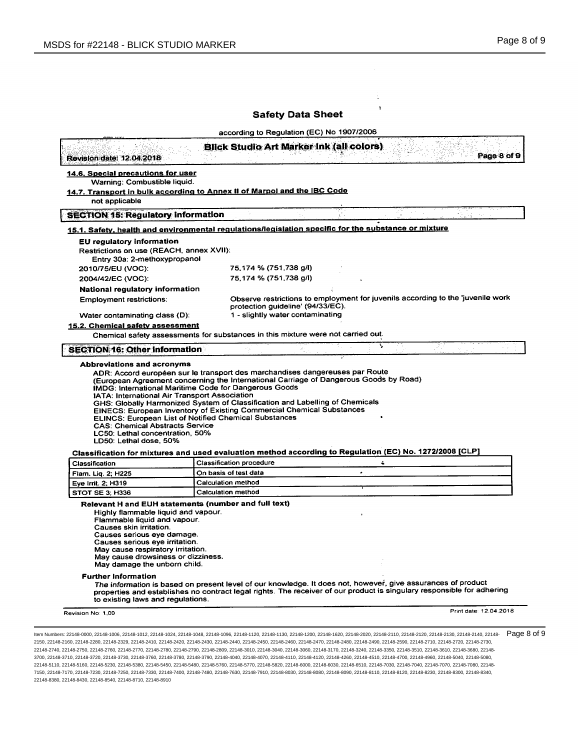# Safety Data Sheet

according to Regulation (EC) No 1907/2006

**Blick Studio Art Marker Ink (all colors)**

Revision date: 12.04.2018

### 14.6. Special precautions for user

Warning: Combustible liquid.

### 14.7. Transport in bulk according to Annex II of Marpol and the IBC Code

not applicable

## SECTION 15: Regulatory information

### 15.1. Safety, health and environmental regulations/legislation specific for the substance or mixture

**EU regulatory information**

Restrictions on use (REACH, annex XVII):
Entry 30a: 2-methoxypropanol

2010/75/EU (VOC): 75,174 % (751,738 g/l)

2004/42/EC (VOC): 75,174 % (751,738 g/l)

**National regulatory information**

Employment restrictions: Observe restrictions to employment for juvenils according to the 'juvenile work protection guideline' (94/33/EC).

Water contaminating class (D): 1 - slightly water contaminating

### 15.2. Chemical safety assessment

Chemical safety assessments for substances in this mixture were not carried out.

## SECTION 16: Other information

**Abbreviations and acronyms**

ADR: Accord européen sur le transport des marchandises dangereuses par Route
(European Agreement concerning the International Carriage of Dangerous Goods by Road)
IMDG: International Maritime Code for Dangerous Goods
IATA: International Air Transport Association
GHS: Globally Harmonized System of Classification and Labelling of Chemicals
EINECS: European Inventory of Existing Commercial Chemical Substances
ELINCS: European List of Notified Chemical Substances
CAS: Chemical Abstracts Service
LC50: Lethal concentration, 50%
LD50: Lethal dose, 50%

**Classification for mixtures and used evaluation method according to Regulation (EC) No. 1272/2008 [CLP]**

| Classification | Classification procedure |
|---|---|
| Flam. Liq. 2; H225 | On basis of test data |
| Eye Irrit. 2; H319 | Calculation method |
| STOT SE 3; H336 | Calculation method |

**Relevant H and EUH statements (number and full text)**

Highly flammable liquid and vapour.
Flammable liquid and vapour.
Causes skin irritation.
Causes serious eye damage.
Causes serious eye irritation.
May cause respiratory irritation.
May cause drowsiness or dizziness.
May damage the unborn child.

**Further Information**

*The information* is based on present level of our knowledge. It does not, however, give assurances of product properties and establishes no contract legal rights. The receiver of our product is singulary responsible for adhering to existing laws and regulations.

Revision No: 1,00 — Print date: 12.04.2018

Item Numbers: 22148-0000, 22148-1006, 22148-1012, 22148-1024, 22148-1048, 22148-1096, 22148-1120, 22148-1130, 22148-1200, 22148-1620, 22148-2020, 22148-2110, 22148-2120, 22148-2130, 22148-2140, 22148-2150, 22148-2160, 22148-2280, 22148-2329, 22148-2410, 22148-2420, 22148-2430, 22148-2440, 22148-2450, 22148-2460, 22148-2470, 22148-2480, 22148-2490, 22148-2590, 22148-2710, 22148-2720, 22148-2730, 22148-2740, 22148-2750, 22148-2760, 22148-2770, 22148-2780, 22148-2790, 22148-2809, 22148-3010, 22148-3040, 22148-3060, 22148-3170, 22148-3240, 22148-3350, 22148-3510, 22148-3610, 22148-3680, 22148-3700, 22148-3710, 22148-3720, 22148-3730, 22148-3760, 22148-3780, 22148-3790, 22148-4040, 22148-4070, 22148-4110, 22148-4120, 22148-4260, 22148-4510, 22148-4700, 22148-4960, 22148-5040, 22148-5080, 22148-5110, 22148-5160, 22148-5230, 22148-5380, 22148-5450, 22148-5480, 22148-5760, 22148-5770, 22148-5820, 22148-6000, 22148-6030, 22148-6510, 22148-7030, 22148-7040, 22148-7070, 22148-7080, 22148-7150, 22148-7170, 22148-7230, 22148-7250, 22148-7330, 22148-7400, 22148-7480, 22148-7630, 22148-7910, 22148-8030, 22148-8080, 22148-8090, 22148-8110, 22148-8120, 22148-8230, 22148-8300, 22148-8340, 22148-8380, 22148-8430, 22148-8540, 22148-8710, 22148-8910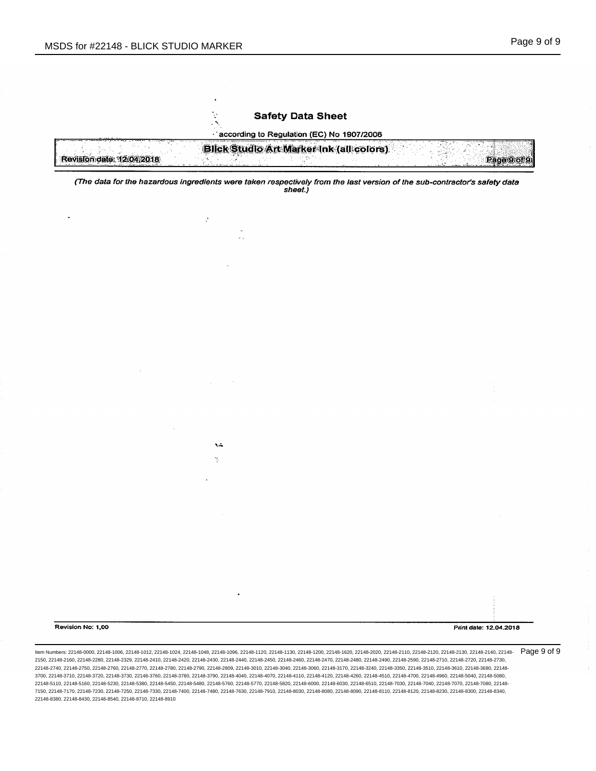## Safety Data Sheet

according to Regulation (EC) No 1907/2006

**Blick Studio Art Marker Ink (all colors)**

Revision date: 12.04.2018

*(The data for the hazardous ingredients were taken respectively from the last version of the sub-contractor's safety data sheet.)*

Revision No: 1,00

Print date: 12.04.2018

Item Numbers: 22148-0000, 22148-1006, 22148-1012, 22148-1024, 22148-1048, 22148-1096, 22148-1120, 22148-1130, 22148-1200, 22148-1620, 22148-2020, 22148-2110, 22148-2120, 22148-2130, 22148-2140, 22148-2150, 22148-2160, 22148-2280, 22148-2329, 22148-2410, 22148-2420, 22148-2430, 22148-2440, 22148-2450, 22148-2460, 22148-2470, 22148-2480, 22148-2490, 22148-2590, 22148-2710, 22148-2720, 22148-2730, 22148-2740, 22148-2750, 22148-2760, 22148-2770, 22148-2780, 22148-2790, 22148-2809, 22148-3010, 22148-3040, 22148-3060, 22148-3170, 22148-3240, 22148-3350, 22148-3510, 22148-3610, 22148-3680, 22148-3700, 22148-3710, 22148-3720, 22148-3730, 22148-3760, 22148-3780, 22148-3790, 22148-4040, 22148-4070, 22148-4110, 22148-4120, 22148-4260, 22148-4510, 22148-4700, 22148-4960, 22148-5040, 22148-5080, 22148-5110, 22148-5160, 22148-5230, 22148-5380, 22148-5450, 22148-5480, 22148-5760, 22148-5770, 22148-5820, 22148-6000, 22148-6030, 22148-6510, 22148-7030, 22148-7040, 22148-7070, 22148-7080, 22148-7150, 22148-7170, 22148-7230, 22148-7250, 22148-7330, 22148-7400, 22148-7480, 22148-7630, 22148-7910, 22148-8030, 22148-8080, 22148-8090, 22148-8110, 22148-8120, 22148-8230, 22148-8300, 22148-8340, 22148-8380, 22148-8430, 22148-8540, 22148-8710, 22148-8910